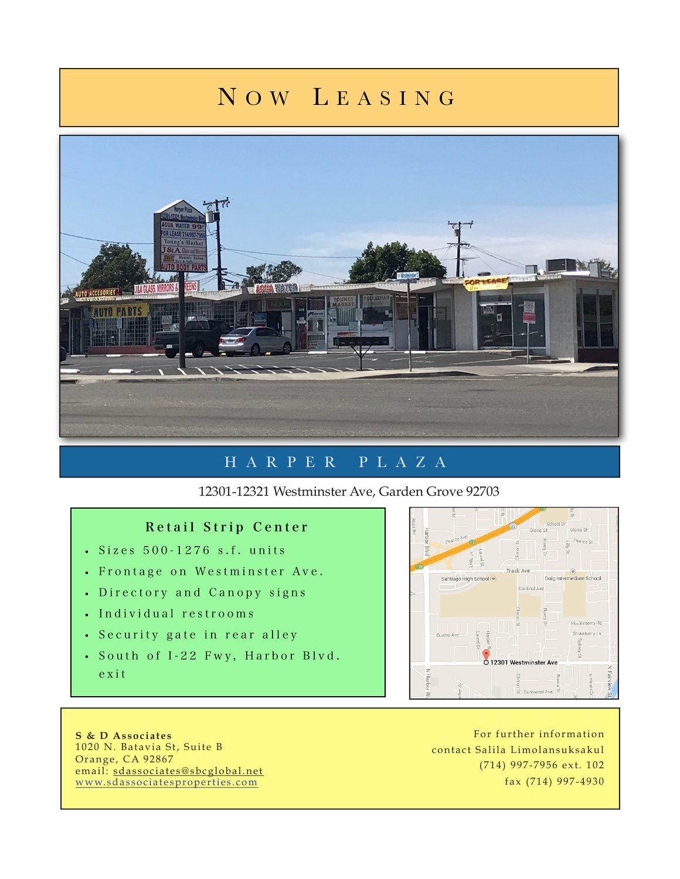# Now Leasing

## HARPER PLAZA

12301-12321 Westminster Ave, Garden Grove 92703

### Retail Strip Center

- Sizes 500-1276 s.f. units
- Frontage on Westminster Ave.
- Directory and Canopy signs
- Individual restrooms
- Security gate in rear alley
- South of I-22 Fwy, Harbor Blvd. exit

**S & D Associates**
1020 N. Batavia St, Suite B
Orange, CA 92867
email: sdassociates@sbcglobal.net
www.sdassociatesproperties.com

For further information
contact Salila Limolansuksakul
(714) 997-7956 ext. 102
fax (714) 997-4930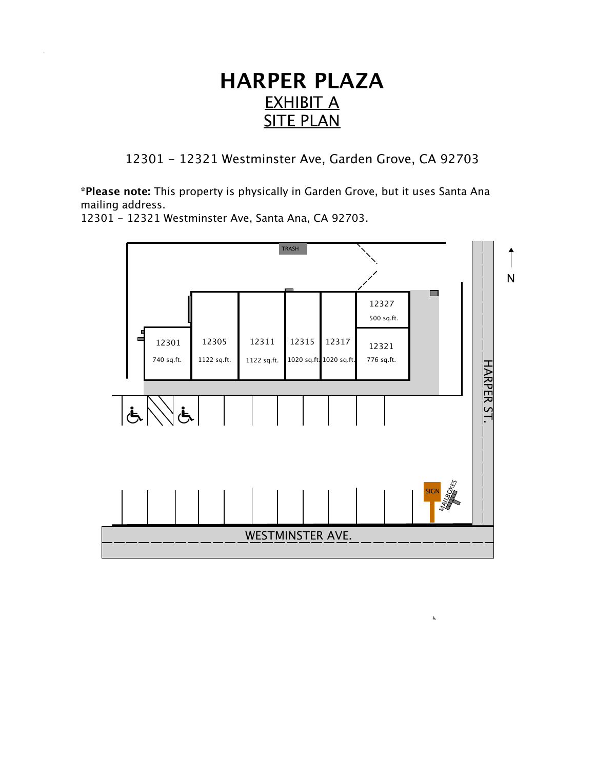# HARPER PLAZA

## EXHIBIT A

## SITE PLAN

12301 – 12321 Westminster Ave, Garden Grove, CA 92703

***Please note:** This property is physically in Garden Grove, but it uses Santa Ana mailing address.
12301 – 12321 Westminster Ave, Santa Ana, CA 92703.

TRASH

N

12327
500 sq.ft.

12301
740 sq.ft.

12305
1122 sq.ft.

12311
1122 sq.ft.

12315
1020 sq.ft.

12317
1020 sq.ft.

12321
776 sq.ft.

HARPER ST.

SIGN

MAILBOXES

WESTMINSTER AVE.